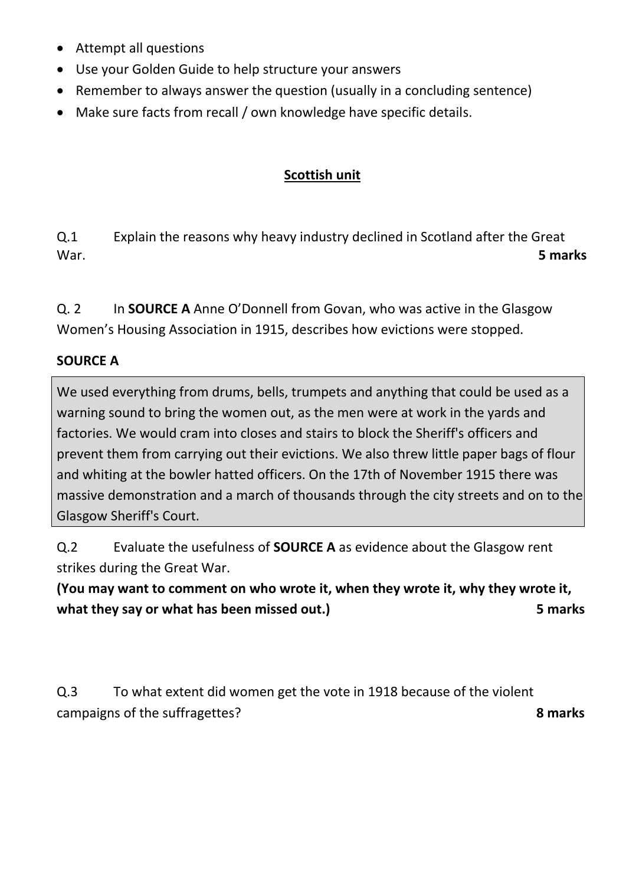- Attempt all questions
- Use your Golden Guide to help structure your answers
- Remember to always answer the question (usually in a concluding sentence)
- Make sure facts from recall / own knowledge have specific details.

## Scottish unit

Q.1 Explain the reasons why heavy industry declined in Scotland after the Great War. **5 marks**

Q. 2 In **SOURCE A** Anne O'Donnell from Govan, who was active in the Glasgow Women's Housing Association in 1915, describes how evictions were stopped.

**SOURCE A**

> We used everything from drums, bells, trumpets and anything that could be used as a warning sound to bring the women out, as the men were at work in the yards and factories. We would cram into closes and stairs to block the Sheriff's officers and prevent them from carrying out their evictions. We also threw little paper bags of flour and whiting at the bowler hatted officers. On the 17th of November 1915 there was massive demonstration and a march of thousands through the city streets and on to the Glasgow Sheriff's Court.

Q.2 Evaluate the usefulness of **SOURCE A** as evidence about the Glasgow rent strikes during the Great War.

**(You may want to comment on who wrote it, when they wrote it, why they wrote it, what they say or what has been missed out.) 5 marks**

Q.3 To what extent did women get the vote in 1918 because of the violent campaigns of the suffragettes? **8 marks**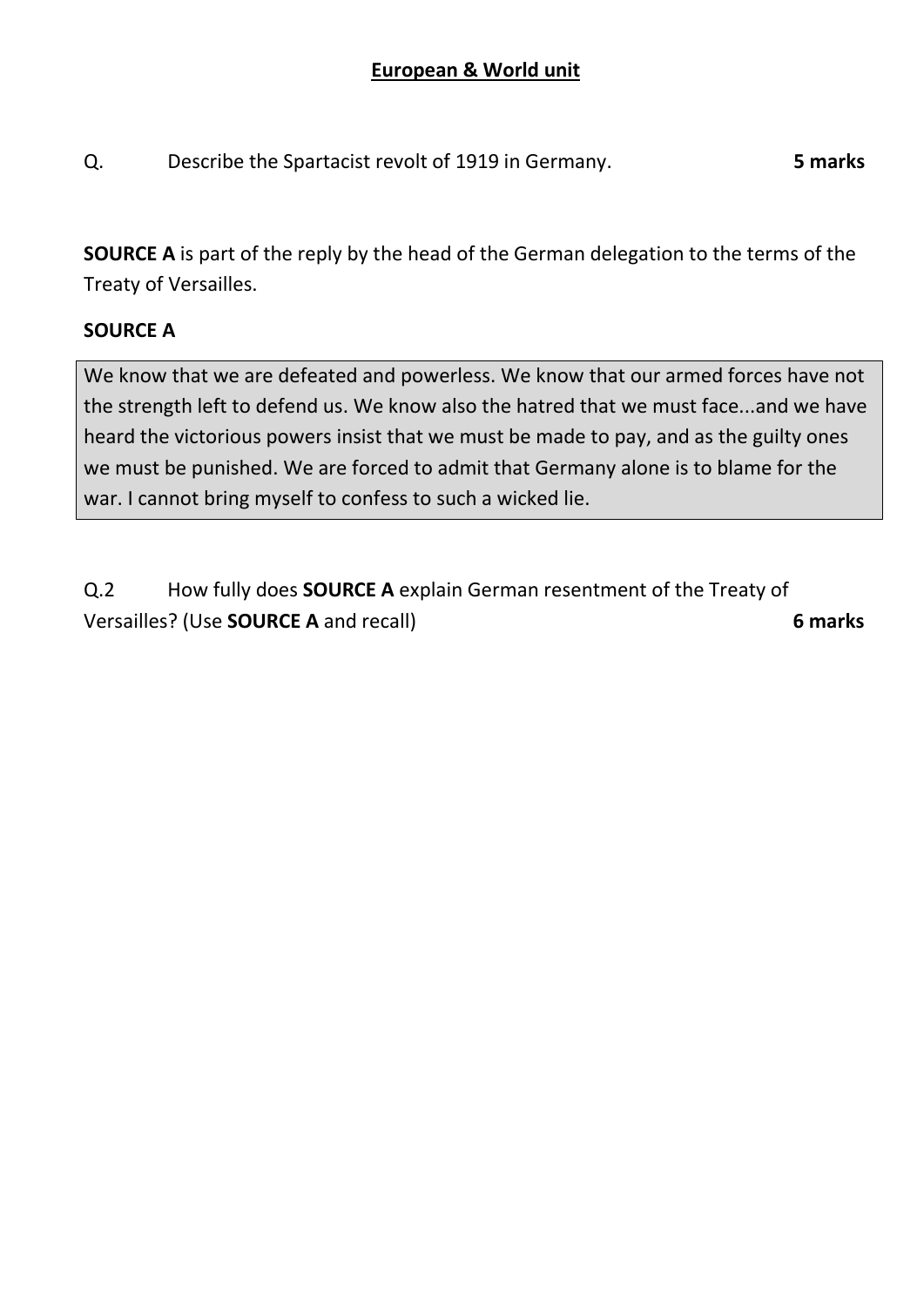## European & World unit

Q. Describe the Spartacist revolt of 1919 in Germany. **5 marks**

**SOURCE A** is part of the reply by the head of the German delegation to the terms of the Treaty of Versailles.

**SOURCE A**

> We know that we are defeated and powerless. We know that our armed forces have not the strength left to defend us. We know also the hatred that we must face...and we have heard the victorious powers insist that we must be made to pay, and as the guilty ones we must be punished. We are forced to admit that Germany alone is to blame for the war. I cannot bring myself to confess to such a wicked lie.

Q.2 How fully does **SOURCE A** explain German resentment of the Treaty of Versailles? (Use **SOURCE A** and recall) **6 marks**